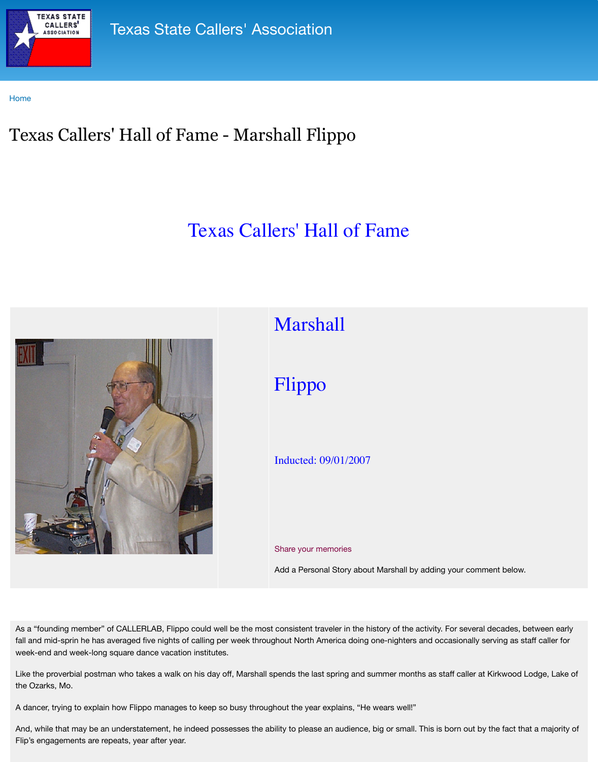Texas State Callers' Association

Home

# Texas Callers' Hall of Fame - Marshall Flippo

## Texas Callers' Hall of Fame

## Marshall

## Flippo

Inducted: 09/01/2007

Share your memories

Add a Personal Story about Marshall by adding your comment below.

As a “founding member” of CALLERLAB, Flippo could well be the most consistent traveler in the history of the activity. For several decades, between early fall and mid-sprin he has averaged five nights of calling per week throughout North America doing one-nighters and occasionally serving as staff caller for week-end and week-long square dance vacation institutes.

Like the proverbial postman who takes a walk on his day off, Marshall spends the last spring and summer months as staff caller at Kirkwood Lodge, Lake of the Ozarks, Mo.

A dancer, trying to explain how Flippo manages to keep so busy throughout the year explains, “He wears well!”

And, while that may be an understatement, he indeed possesses the ability to please an audience, big or small. This is born out by the fact that a majority of Flip’s engagements are repeats, year after year.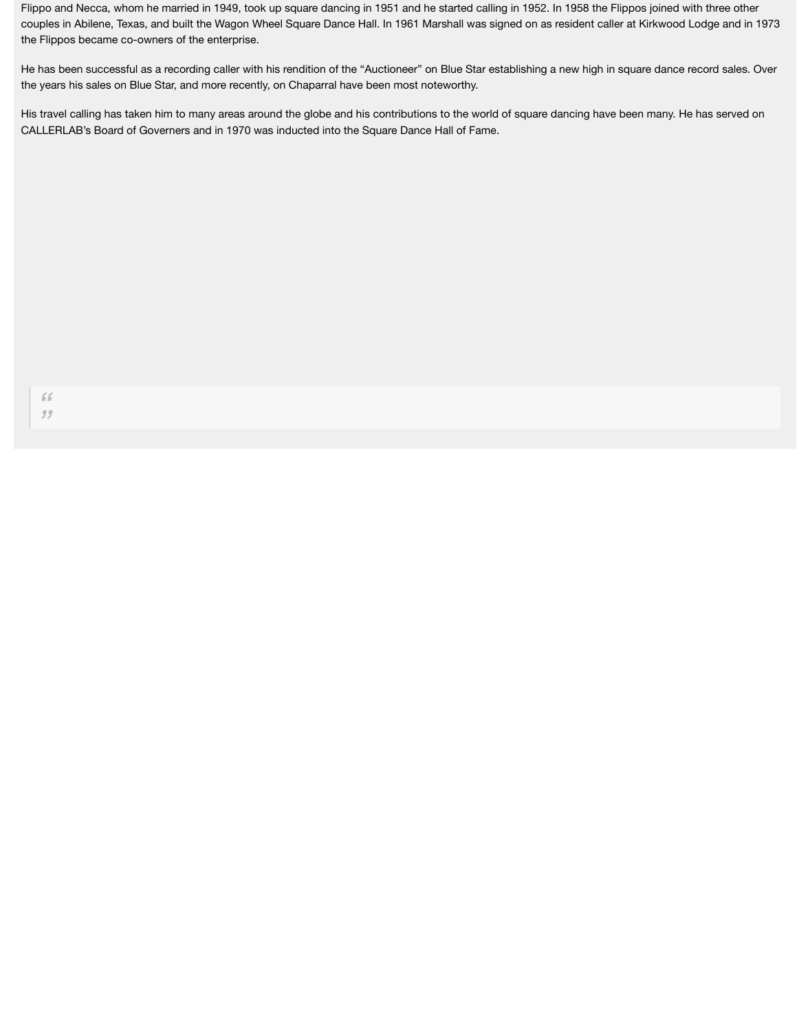Flippo and Necca, whom he married in 1949, took up square dancing in 1951 and he started calling in 1952. In 1958 the Flippos joined with three other couples in Abilene, Texas, and built the Wagon Wheel Square Dance Hall. In 1961 Marshall was signed on as resident caller at Kirkwood Lodge and in 1973 the Flippos became co-owners of the enterprise.

He has been successful as a recording caller with his rendition of the "Auctioneer" on Blue Star establishing a new high in square dance record sales. Over the years his sales on Blue Star, and more recently, on Chaparral have been most noteworthy.

His travel calling has taken him to many areas around the globe and his contributions to the world of square dancing have been many. He has served on CALLERLAB's Board of Governers and in 1970 was inducted into the Square Dance Hall of Fame.